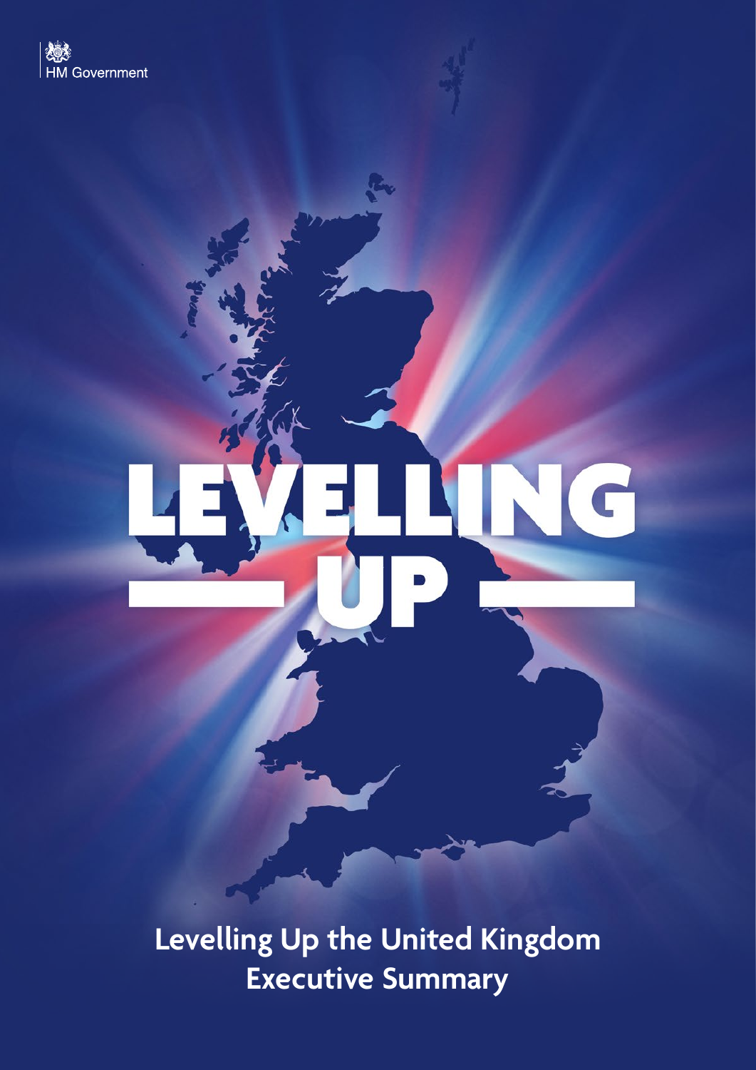HM Government

# LEVELLING UP

## Levelling Up the United Kingdom Executive Summary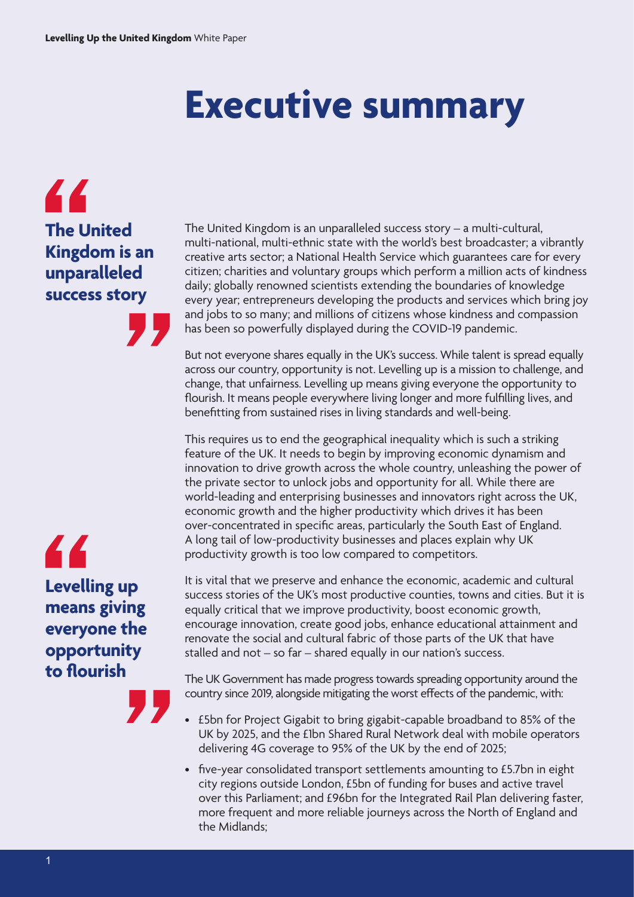# Executive summary

> **The United Kingdom is an unparalleled success story**

The United Kingdom is an unparalleled success story – a multi-cultural, multi-national, multi-ethnic state with the world's best broadcaster; a vibrantly creative arts sector; a National Health Service which guarantees care for every citizen; charities and voluntary groups which perform a million acts of kindness daily; globally renowned scientists extending the boundaries of knowledge every year; entrepreneurs developing the products and services which bring joy and jobs to so many; and millions of citizens whose kindness and compassion has been so powerfully displayed during the COVID-19 pandemic.

But not everyone shares equally in the UK's success. While talent is spread equally across our country, opportunity is not. Levelling up is a mission to challenge, and change, that unfairness. Levelling up means giving everyone the opportunity to flourish. It means people everywhere living longer and more fulfilling lives, and benefitting from sustained rises in living standards and well-being.

This requires us to end the geographical inequality which is such a striking feature of the UK. It needs to begin by improving economic dynamism and innovation to drive growth across the whole country, unleashing the power of the private sector to unlock jobs and opportunity for all. While there are world-leading and enterprising businesses and innovators right across the UK, economic growth and the higher productivity which drives it has been over-concentrated in specific areas, particularly the South East of England. A long tail of low-productivity businesses and places explain why UK productivity growth is too low compared to competitors.

> **Levelling up means giving everyone the opportunity to flourish**

It is vital that we preserve and enhance the economic, academic and cultural success stories of the UK's most productive counties, towns and cities. But it is equally critical that we improve productivity, boost economic growth, encourage innovation, create good jobs, enhance educational attainment and renovate the social and cultural fabric of those parts of the UK that have stalled and not – so far – shared equally in our nation's success.

The UK Government has made progress towards spreading opportunity around the country since 2019, alongside mitigating the worst effects of the pandemic, with:

- £5bn for Project Gigabit to bring gigabit-capable broadband to 85% of the UK by 2025, and the £1bn Shared Rural Network deal with mobile operators delivering 4G coverage to 95% of the UK by the end of 2025;
- five-year consolidated transport settlements amounting to £5.7bn in eight city regions outside London, £5bn of funding for buses and active travel over this Parliament; and £96bn for the Integrated Rail Plan delivering faster, more frequent and more reliable journeys across the North of England and the Midlands;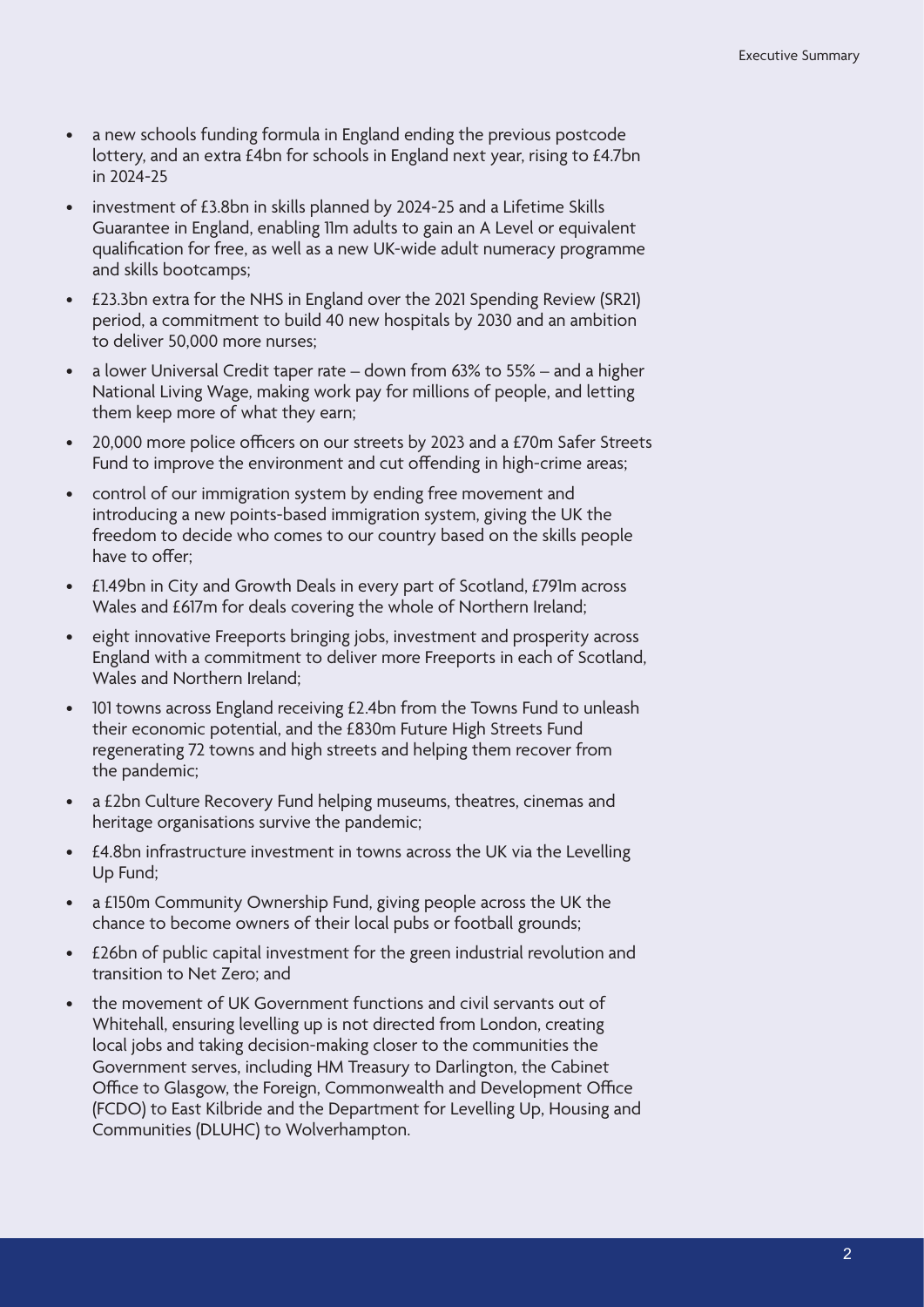- a new schools funding formula in England ending the previous postcode lottery, and an extra £4bn for schools in England next year, rising to £4.7bn in 2024-25
- investment of £3.8bn in skills planned by 2024-25 and a Lifetime Skills Guarantee in England, enabling 11m adults to gain an A Level or equivalent qualification for free, as well as a new UK-wide adult numeracy programme and skills bootcamps;
- £23.3bn extra for the NHS in England over the 2021 Spending Review (SR21) period, a commitment to build 40 new hospitals by 2030 and an ambition to deliver 50,000 more nurses;
- a lower Universal Credit taper rate – down from 63% to 55% – and a higher National Living Wage, making work pay for millions of people, and letting them keep more of what they earn;
- 20,000 more police officers on our streets by 2023 and a £70m Safer Streets Fund to improve the environment and cut offending in high-crime areas;
- control of our immigration system by ending free movement and introducing a new points-based immigration system, giving the UK the freedom to decide who comes to our country based on the skills people have to offer;
- £1.49bn in City and Growth Deals in every part of Scotland, £791m across Wales and £617m for deals covering the whole of Northern Ireland;
- eight innovative Freeports bringing jobs, investment and prosperity across England with a commitment to deliver more Freeports in each of Scotland, Wales and Northern Ireland;
- 101 towns across England receiving £2.4bn from the Towns Fund to unleash their economic potential, and the £830m Future High Streets Fund regenerating 72 towns and high streets and helping them recover from the pandemic;
- a £2bn Culture Recovery Fund helping museums, theatres, cinemas and heritage organisations survive the pandemic;
- £4.8bn infrastructure investment in towns across the UK via the Levelling Up Fund;
- a £150m Community Ownership Fund, giving people across the UK the chance to become owners of their local pubs or football grounds;
- £26bn of public capital investment for the green industrial revolution and transition to Net Zero; and
- the movement of UK Government functions and civil servants out of Whitehall, ensuring levelling up is not directed from London, creating local jobs and taking decision-making closer to the communities the Government serves, including HM Treasury to Darlington, the Cabinet Office to Glasgow, the Foreign, Commonwealth and Development Office (FCDO) to East Kilbride and the Department for Levelling Up, Housing and Communities (DLUHC) to Wolverhampton.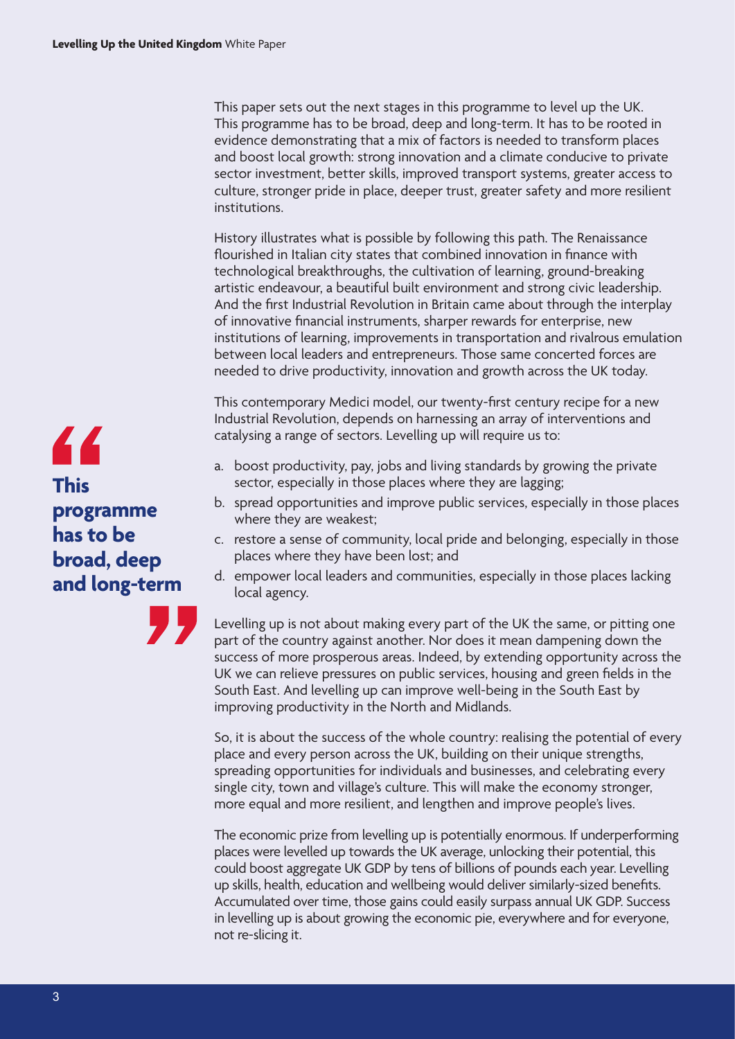This paper sets out the next stages in this programme to level up the UK. This programme has to be broad, deep and long-term. It has to be rooted in evidence demonstrating that a mix of factors is needed to transform places and boost local growth: strong innovation and a climate conducive to private sector investment, better skills, improved transport systems, greater access to culture, stronger pride in place, deeper trust, greater safety and more resilient institutions.

History illustrates what is possible by following this path. The Renaissance flourished in Italian city states that combined innovation in finance with technological breakthroughs, the cultivation of learning, ground-breaking artistic endeavour, a beautiful built environment and strong civic leadership. And the first Industrial Revolution in Britain came about through the interplay of innovative financial instruments, sharper rewards for enterprise, new institutions of learning, improvements in transportation and rivalrous emulation between local leaders and entrepreneurs. Those same concerted forces are needed to drive productivity, innovation and growth across the UK today.

> **"This programme has to be broad, deep and long-term"**

This contemporary Medici model, our twenty-first century recipe for a new Industrial Revolution, depends on harnessing an array of interventions and catalysing a range of sectors. Levelling up will require us to:

a. boost productivity, pay, jobs and living standards by growing the private sector, especially in those places where they are lagging;
b. spread opportunities and improve public services, especially in those places where they are weakest;
c. restore a sense of community, local pride and belonging, especially in those places where they have been lost; and
d. empower local leaders and communities, especially in those places lacking local agency.

Levelling up is not about making every part of the UK the same, or pitting one part of the country against another. Nor does it mean dampening down the success of more prosperous areas. Indeed, by extending opportunity across the UK we can relieve pressures on public services, housing and green fields in the South East. And levelling up can improve well-being in the South East by improving productivity in the North and Midlands.

So, it is about the success of the whole country: realising the potential of every place and every person across the UK, building on their unique strengths, spreading opportunities for individuals and businesses, and celebrating every single city, town and village's culture. This will make the economy stronger, more equal and more resilient, and lengthen and improve people's lives.

The economic prize from levelling up is potentially enormous. If underperforming places were levelled up towards the UK average, unlocking their potential, this could boost aggregate UK GDP by tens of billions of pounds each year. Levelling up skills, health, education and wellbeing would deliver similarly-sized benefits. Accumulated over time, those gains could easily surpass annual UK GDP. Success in levelling up is about growing the economic pie, everywhere and for everyone, not re-slicing it.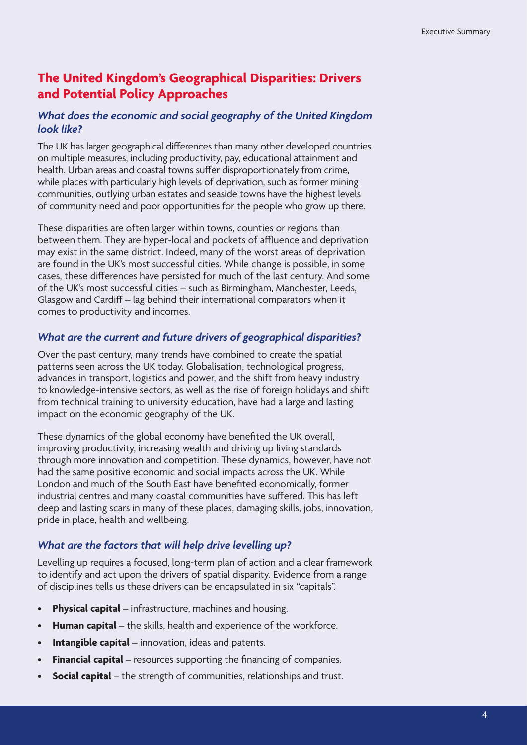## The United Kingdom's Geographical Disparities: Drivers and Potential Policy Approaches

### *What does the economic and social geography of the United Kingdom look like?*

The UK has larger geographical differences than many other developed countries on multiple measures, including productivity, pay, educational attainment and health. Urban areas and coastal towns suffer disproportionately from crime, while places with particularly high levels of deprivation, such as former mining communities, outlying urban estates and seaside towns have the highest levels of community need and poor opportunities for the people who grow up there.

These disparities are often larger within towns, counties or regions than between them. They are hyper-local and pockets of affluence and deprivation may exist in the same district. Indeed, many of the worst areas of deprivation are found in the UK's most successful cities. While change is possible, in some cases, these differences have persisted for much of the last century. And some of the UK's most successful cities – such as Birmingham, Manchester, Leeds, Glasgow and Cardiff – lag behind their international comparators when it comes to productivity and incomes.

### *What are the current and future drivers of geographical disparities?*

Over the past century, many trends have combined to create the spatial patterns seen across the UK today. Globalisation, technological progress, advances in transport, logistics and power, and the shift from heavy industry to knowledge-intensive sectors, as well as the rise of foreign holidays and shift from technical training to university education, have had a large and lasting impact on the economic geography of the UK.

These dynamics of the global economy have benefited the UK overall, improving productivity, increasing wealth and driving up living standards through more innovation and competition. These dynamics, however, have not had the same positive economic and social impacts across the UK. While London and much of the South East have benefited economically, former industrial centres and many coastal communities have suffered. This has left deep and lasting scars in many of these places, damaging skills, jobs, innovation, pride in place, health and wellbeing.

### *What are the factors that will help drive levelling up?*

Levelling up requires a focused, long-term plan of action and a clear framework to identify and act upon the drivers of spatial disparity. Evidence from a range of disciplines tells us these drivers can be encapsulated in six "capitals".

- **Physical capital** – infrastructure, machines and housing.
- **Human capital** – the skills, health and experience of the workforce.
- **Intangible capital** – innovation, ideas and patents.
- **Financial capital** – resources supporting the financing of companies.
- **Social capital** – the strength of communities, relationships and trust.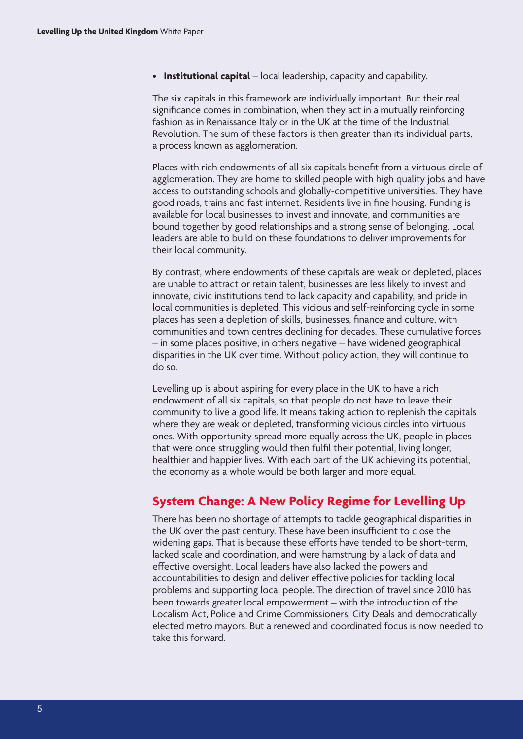- **Institutional capital** – local leadership, capacity and capability.

The six capitals in this framework are individually important. But their real significance comes in combination, when they act in a mutually reinforcing fashion as in Renaissance Italy or in the UK at the time of the Industrial Revolution. The sum of these factors is then greater than its individual parts, a process known as agglomeration.

Places with rich endowments of all six capitals benefit from a virtuous circle of agglomeration. They are home to skilled people with high quality jobs and have access to outstanding schools and globally-competitive universities. They have good roads, trains and fast internet. Residents live in fine housing. Funding is available for local businesses to invest and innovate, and communities are bound together by good relationships and a strong sense of belonging. Local leaders are able to build on these foundations to deliver improvements for their local community.

By contrast, where endowments of these capitals are weak or depleted, places are unable to attract or retain talent, businesses are less likely to invest and innovate, civic institutions tend to lack capacity and capability, and pride in local communities is depleted. This vicious and self-reinforcing cycle in some places has seen a depletion of skills, businesses, finance and culture, with communities and town centres declining for decades. These cumulative forces – in some places positive, in others negative – have widened geographical disparities in the UK over time. Without policy action, they will continue to do so.

Levelling up is about aspiring for every place in the UK to have a rich endowment of all six capitals, so that people do not have to leave their community to live a good life. It means taking action to replenish the capitals where they are weak or depleted, transforming vicious circles into virtuous ones. With opportunity spread more equally across the UK, people in places that were once struggling would then fulfil their potential, living longer, healthier and happier lives. With each part of the UK achieving its potential, the economy as a whole would be both larger and more equal.

## System Change: A New Policy Regime for Levelling Up

There has been no shortage of attempts to tackle geographical disparities in the UK over the past century. These have been insufficient to close the widening gaps. That is because these efforts have tended to be short-term, lacked scale and coordination, and were hamstrung by a lack of data and effective oversight. Local leaders have also lacked the powers and accountabilities to design and deliver effective policies for tackling local problems and supporting local people. The direction of travel since 2010 has been towards greater local empowerment – with the introduction of the Localism Act, Police and Crime Commissioners, City Deals and democratically elected metro mayors. But a renewed and coordinated focus is now needed to take this forward.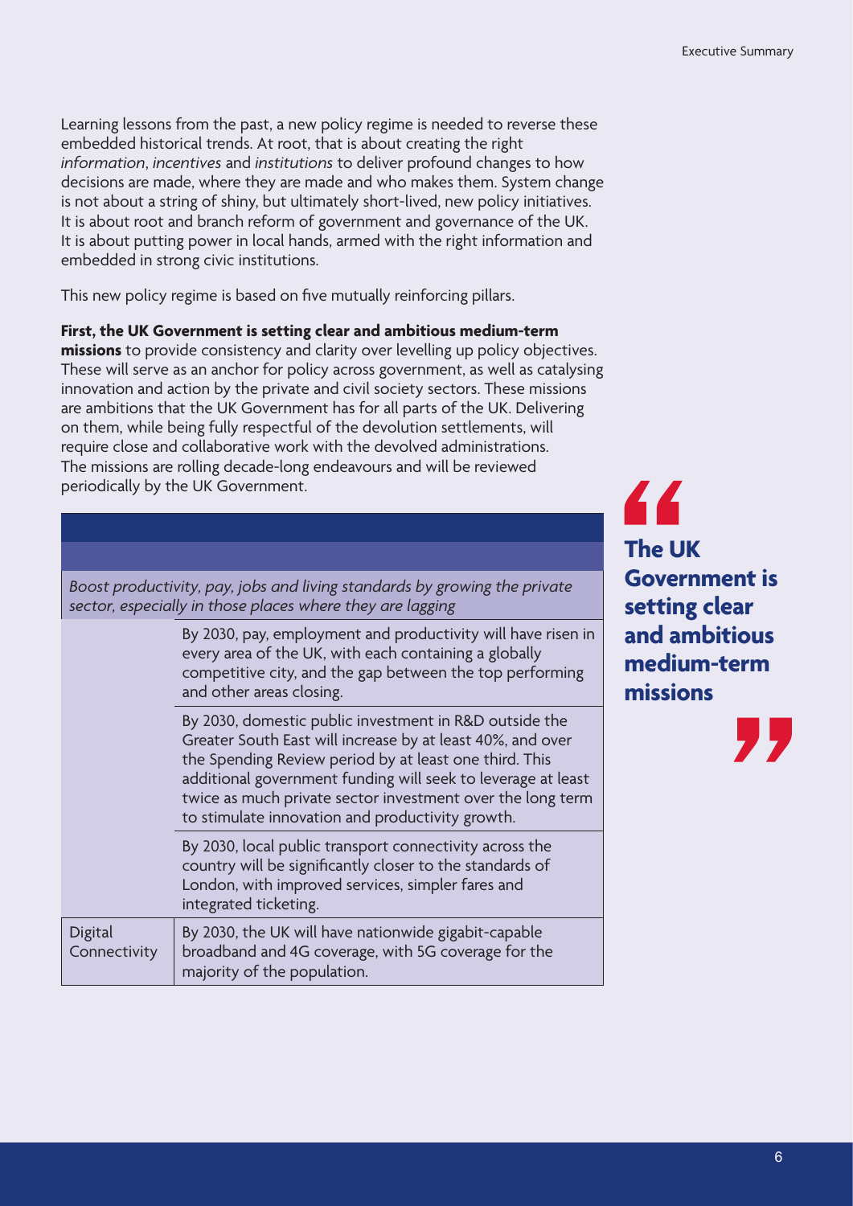Learning lessons from the past, a new policy regime is needed to reverse these embedded historical trends. At root, that is about creating the right *information*, *incentives* and *institutions* to deliver profound changes to how decisions are made, where they are made and who makes them. System change is not about a string of shiny, but ultimately short-lived, new policy initiatives. It is about root and branch reform of government and governance of the UK. It is about putting power in local hands, armed with the right information and embedded in strong civic institutions.

This new policy regime is based on five mutually reinforcing pillars.

**First, the UK Government is setting clear and ambitious medium-term missions** to provide consistency and clarity over levelling up policy objectives. These will serve as an anchor for policy across government, as well as catalysing innovation and action by the private and civil society sectors. These missions are ambitions that the UK Government has for all parts of the UK. Delivering on them, while being fully respectful of the devolution settlements, will require close and collaborative work with the devolved administrations. The missions are rolling decade-long endeavours and will be reviewed periodically by the UK Government.

> **The UK Government is setting clear and ambitious medium-term missions**

| | |
|---|---|
| *Boost productivity, pay, jobs and living standards by growing the private sector, especially in those places where they are lagging* | |
| | By 2030, pay, employment and productivity will have risen in every area of the UK, with each containing a globally competitive city, and the gap between the top performing and other areas closing. |
| | By 2030, domestic public investment in R&D outside the Greater South East will increase by at least 40%, and over the Spending Review period by at least one third. This additional government funding will seek to leverage at least twice as much private sector investment over the long term to stimulate innovation and productivity growth. |
| | By 2030, local public transport connectivity across the country will be significantly closer to the standards of London, with improved services, simpler fares and integrated ticketing. |
| Digital Connectivity | By 2030, the UK will have nationwide gigabit-capable broadband and 4G coverage, with 5G coverage for the majority of the population. |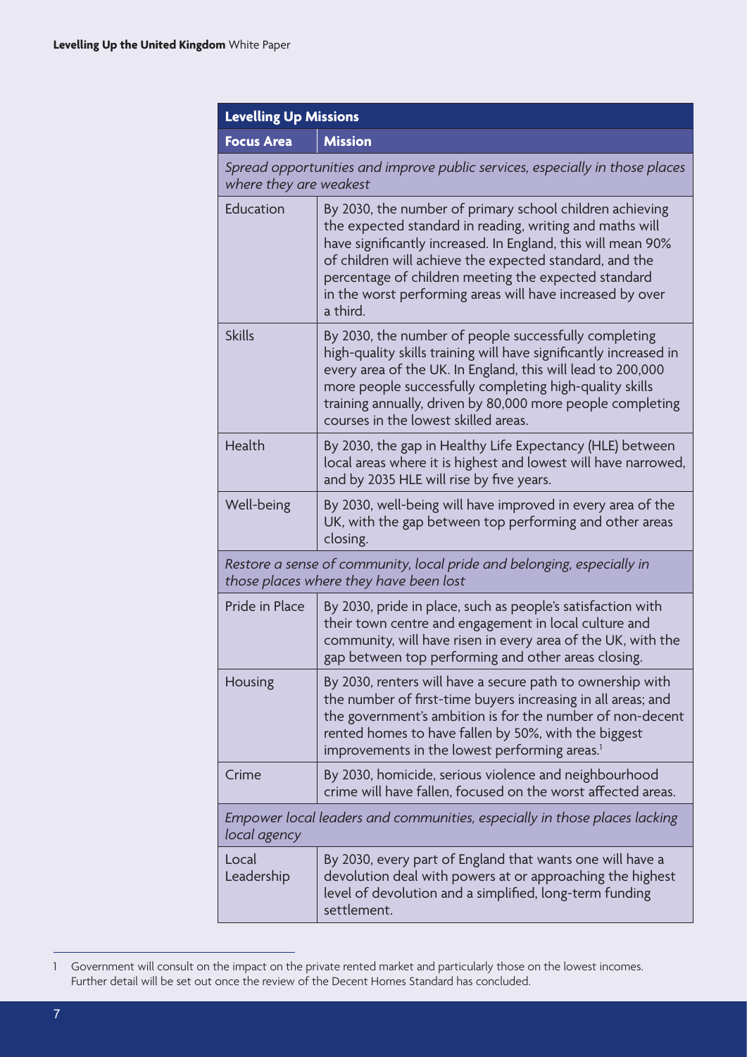| Levelling Up Missions | |
|---|---|
| **Focus Area** | **Mission** |
| *Spread opportunities and improve public services, especially in those places where they are weakest* | |
| Education | By 2030, the number of primary school children achieving the expected standard in reading, writing and maths will have significantly increased. In England, this will mean 90% of children will achieve the expected standard, and the percentage of children meeting the expected standard in the worst performing areas will have increased by over a third. |
| Skills | By 2030, the number of people successfully completing high-quality skills training will have significantly increased in every area of the UK. In England, this will lead to 200,000 more people successfully completing high-quality skills training annually, driven by 80,000 more people completing courses in the lowest skilled areas. |
| Health | By 2030, the gap in Healthy Life Expectancy (HLE) between local areas where it is highest and lowest will have narrowed, and by 2035 HLE will rise by five years. |
| Well-being | By 2030, well-being will have improved in every area of the UK, with the gap between top performing and other areas closing. |
| *Restore a sense of community, local pride and belonging, especially in those places where they have been lost* | |
| Pride in Place | By 2030, pride in place, such as people's satisfaction with their town centre and engagement in local culture and community, will have risen in every area of the UK, with the gap between top performing and other areas closing. |
| Housing | By 2030, renters will have a secure path to ownership with the number of first-time buyers increasing in all areas; and the government's ambition is for the number of non-decent rented homes to have fallen by 50%, with the biggest improvements in the lowest performing areas.[1] |
| Crime | By 2030, homicide, serious violence and neighbourhood crime will have fallen, focused on the worst affected areas. |
| *Empower local leaders and communities, especially in those places lacking local agency* | |
| Local Leadership | By 2030, every part of England that wants one will have a devolution deal with powers at or approaching the highest level of devolution and a simplified, long-term funding settlement. |

1 Government will consult on the impact on the private rented market and particularly those on the lowest incomes. Further detail will be set out once the review of the Decent Homes Standard has concluded.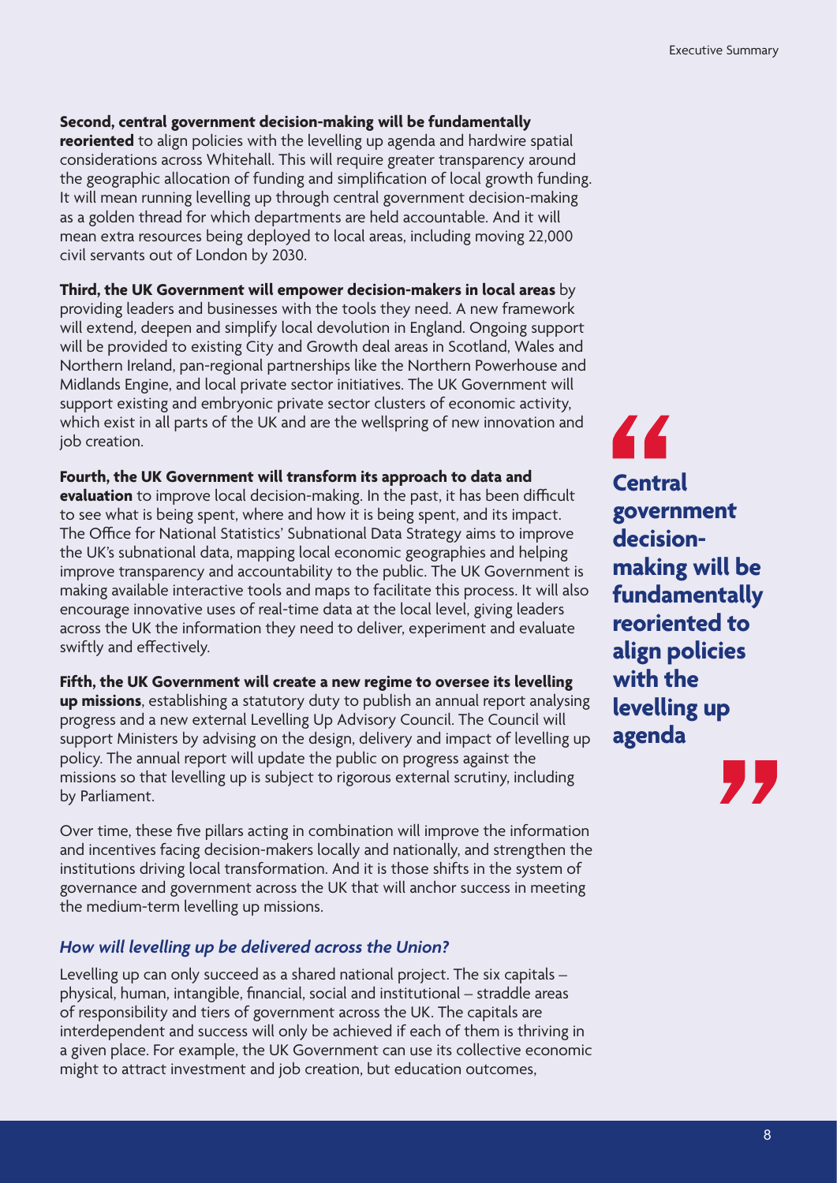**Second, central government decision-making will be fundamentally reoriented** to align policies with the levelling up agenda and hardwire spatial considerations across Whitehall. This will require greater transparency around the geographic allocation of funding and simplification of local growth funding. It will mean running levelling up through central government decision-making as a golden thread for which departments are held accountable. And it will mean extra resources being deployed to local areas, including moving 22,000 civil servants out of London by 2030.

**Third, the UK Government will empower decision-makers in local areas** by providing leaders and businesses with the tools they need. A new framework will extend, deepen and simplify local devolution in England. Ongoing support will be provided to existing City and Growth deal areas in Scotland, Wales and Northern Ireland, pan-regional partnerships like the Northern Powerhouse and Midlands Engine, and local private sector initiatives. The UK Government will support existing and embryonic private sector clusters of economic activity, which exist in all parts of the UK and are the wellspring of new innovation and job creation.

**Fourth, the UK Government will transform its approach to data and evaluation** to improve local decision-making. In the past, it has been difficult to see what is being spent, where and how it is being spent, and its impact. The Office for National Statistics' Subnational Data Strategy aims to improve the UK's subnational data, mapping local economic geographies and helping improve transparency and accountability to the public. The UK Government is making available interactive tools and maps to facilitate this process. It will also encourage innovative uses of real-time data at the local level, giving leaders across the UK the information they need to deliver, experiment and evaluate swiftly and effectively.

**Fifth, the UK Government will create a new regime to oversee its levelling up missions**, establishing a statutory duty to publish an annual report analysing progress and a new external Levelling Up Advisory Council. The Council will support Ministers by advising on the design, delivery and impact of levelling up policy. The annual report will update the public on progress against the missions so that levelling up is subject to rigorous external scrutiny, including by Parliament.

> **"Central government decision-making will be fundamentally reoriented to align policies with the levelling up agenda"**

Over time, these five pillars acting in combination will improve the information and incentives facing decision-makers locally and nationally, and strengthen the institutions driving local transformation. And it is those shifts in the system of governance and government across the UK that will anchor success in meeting the medium-term levelling up missions.

### *How will levelling up be delivered across the Union?*

Levelling up can only succeed as a shared national project. The six capitals – physical, human, intangible, financial, social and institutional – straddle areas of responsibility and tiers of government across the UK. The capitals are interdependent and success will only be achieved if each of them is thriving in a given place. For example, the UK Government can use its collective economic might to attract investment and job creation, but education outcomes,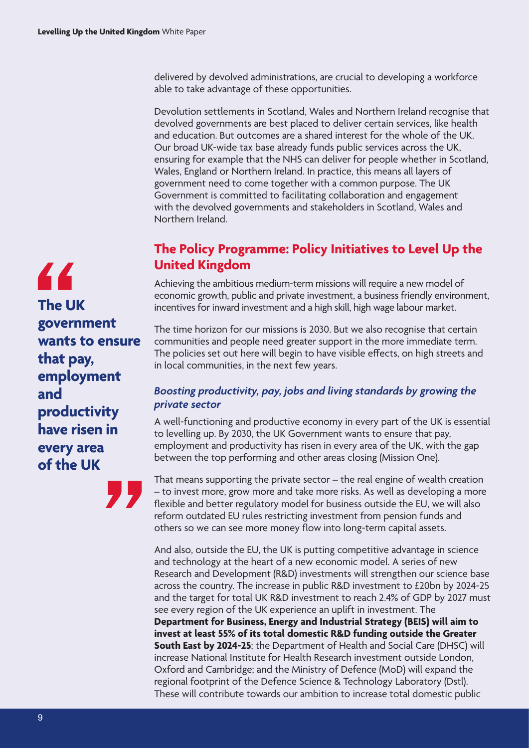delivered by devolved administrations, are crucial to developing a workforce able to take advantage of these opportunities.

Devolution settlements in Scotland, Wales and Northern Ireland recognise that devolved governments are best placed to deliver certain services, like health and education. But outcomes are a shared interest for the whole of the UK. Our broad UK-wide tax base already funds public services across the UK, ensuring for example that the NHS can deliver for people whether in Scotland, Wales, England or Northern Ireland. In practice, this means all layers of government need to come together with a common purpose. The UK Government is committed to facilitating collaboration and engagement with the devolved governments and stakeholders in Scotland, Wales and Northern Ireland.

## The Policy Programme: Policy Initiatives to Level Up the United Kingdom

> **The UK government wants to ensure that pay, employment and productivity have risen in every area of the UK**

Achieving the ambitious medium-term missions will require a new model of economic growth, public and private investment, a business friendly environment, incentives for inward investment and a high skill, high wage labour market.

The time horizon for our missions is 2030. But we also recognise that certain communities and people need greater support in the more immediate term. The policies set out here will begin to have visible effects, on high streets and in local communities, in the next few years.

### *Boosting productivity, pay, jobs and living standards by growing the private sector*

A well-functioning and productive economy in every part of the UK is essential to levelling up. By 2030, the UK Government wants to ensure that pay, employment and productivity has risen in every area of the UK, with the gap between the top performing and other areas closing (Mission One).

That means supporting the private sector – the real engine of wealth creation – to invest more, grow more and take more risks. As well as developing a more flexible and better regulatory model for business outside the EU, we will also reform outdated EU rules restricting investment from pension funds and others so we can see more money flow into long-term capital assets.

And also, outside the EU, the UK is putting competitive advantage in science and technology at the heart of a new economic model. A series of new Research and Development (R&D) investments will strengthen our science base across the country. The increase in public R&D investment to £20bn by 2024-25 and the target for total UK R&D investment to reach 2.4% of GDP by 2027 must see every region of the UK experience an uplift in investment. The **Department for Business, Energy and Industrial Strategy (BEIS) will aim to invest at least 55% of its total domestic R&D funding outside the Greater South East by 2024-25**; the Department of Health and Social Care (DHSC) will increase National Institute for Health Research investment outside London, Oxford and Cambridge; and the Ministry of Defence (MoD) will expand the regional footprint of the Defence Science & Technology Laboratory (Dstl). These will contribute towards our ambition to increase total domestic public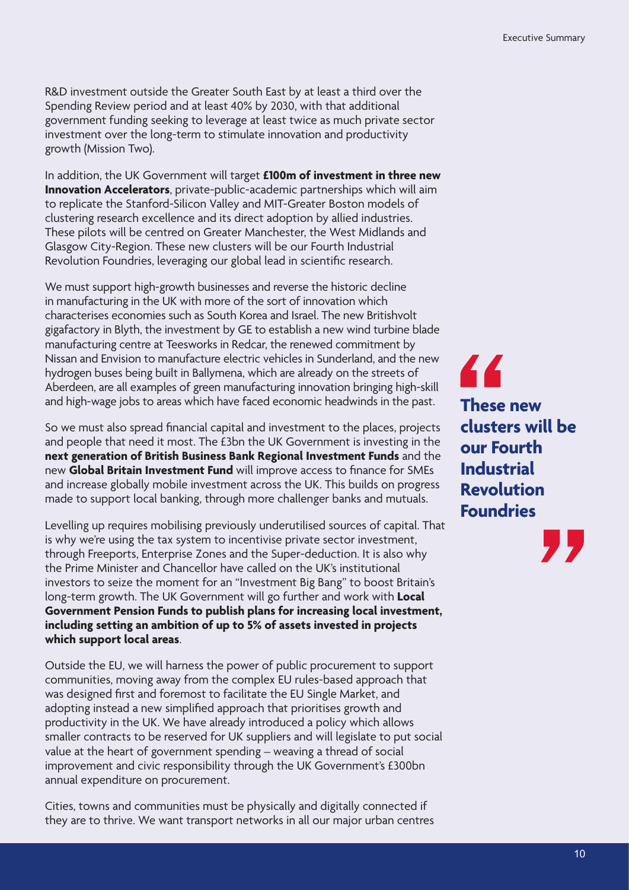R&D investment outside the Greater South East by at least a third over the Spending Review period and at least 40% by 2030, with that additional government funding seeking to leverage at least twice as much private sector investment over the long-term to stimulate innovation and productivity growth (Mission Two).

In addition, the UK Government will target **£100m of investment in three new Innovation Accelerators**, private-public-academic partnerships which will aim to replicate the Stanford-Silicon Valley and MIT-Greater Boston models of clustering research excellence and its direct adoption by allied industries. These pilots will be centred on Greater Manchester, the West Midlands and Glasgow City-Region. These new clusters will be our Fourth Industrial Revolution Foundries, leveraging our global lead in scientific research.

> **These new clusters will be our Fourth Industrial Revolution Foundries**

We must support high-growth businesses and reverse the historic decline in manufacturing in the UK with more of the sort of innovation which characterises economies such as South Korea and Israel. The new Britishvolt gigafactory in Blyth, the investment by GE to establish a new wind turbine blade manufacturing centre at Teesworks in Redcar, the renewed commitment by Nissan and Envision to manufacture electric vehicles in Sunderland, and the new hydrogen buses being built in Ballymena, which are already on the streets of Aberdeen, are all examples of green manufacturing innovation bringing high-skill and high-wage jobs to areas which have faced economic headwinds in the past.

So we must also spread financial capital and investment to the places, projects and people that need it most. The £3bn the UK Government is investing in the **next generation of British Business Bank Regional Investment Funds** and the new **Global Britain Investment Fund** will improve access to finance for SMEs and increase globally mobile investment across the UK. This builds on progress made to support local banking, through more challenger banks and mutuals.

Levelling up requires mobilising previously underutilised sources of capital. That is why we're using the tax system to incentivise private sector investment, through Freeports, Enterprise Zones and the Super-deduction. It is also why the Prime Minister and Chancellor have called on the UK's institutional investors to seize the moment for an "Investment Big Bang" to boost Britain's long-term growth. The UK Government will go further and work with **Local Government Pension Funds to publish plans for increasing local investment, including setting an ambition of up to 5% of assets invested in projects which support local areas**.

Outside the EU, we will harness the power of public procurement to support communities, moving away from the complex EU rules-based approach that was designed first and foremost to facilitate the EU Single Market, and adopting instead a new simplified approach that prioritises growth and productivity in the UK. We have already introduced a policy which allows smaller contracts to be reserved for UK suppliers and will legislate to put social value at the heart of government spending – weaving a thread of social improvement and civic responsibility through the UK Government's £300bn annual expenditure on procurement.

Cities, towns and communities must be physically and digitally connected if they are to thrive. We want transport networks in all our major urban centres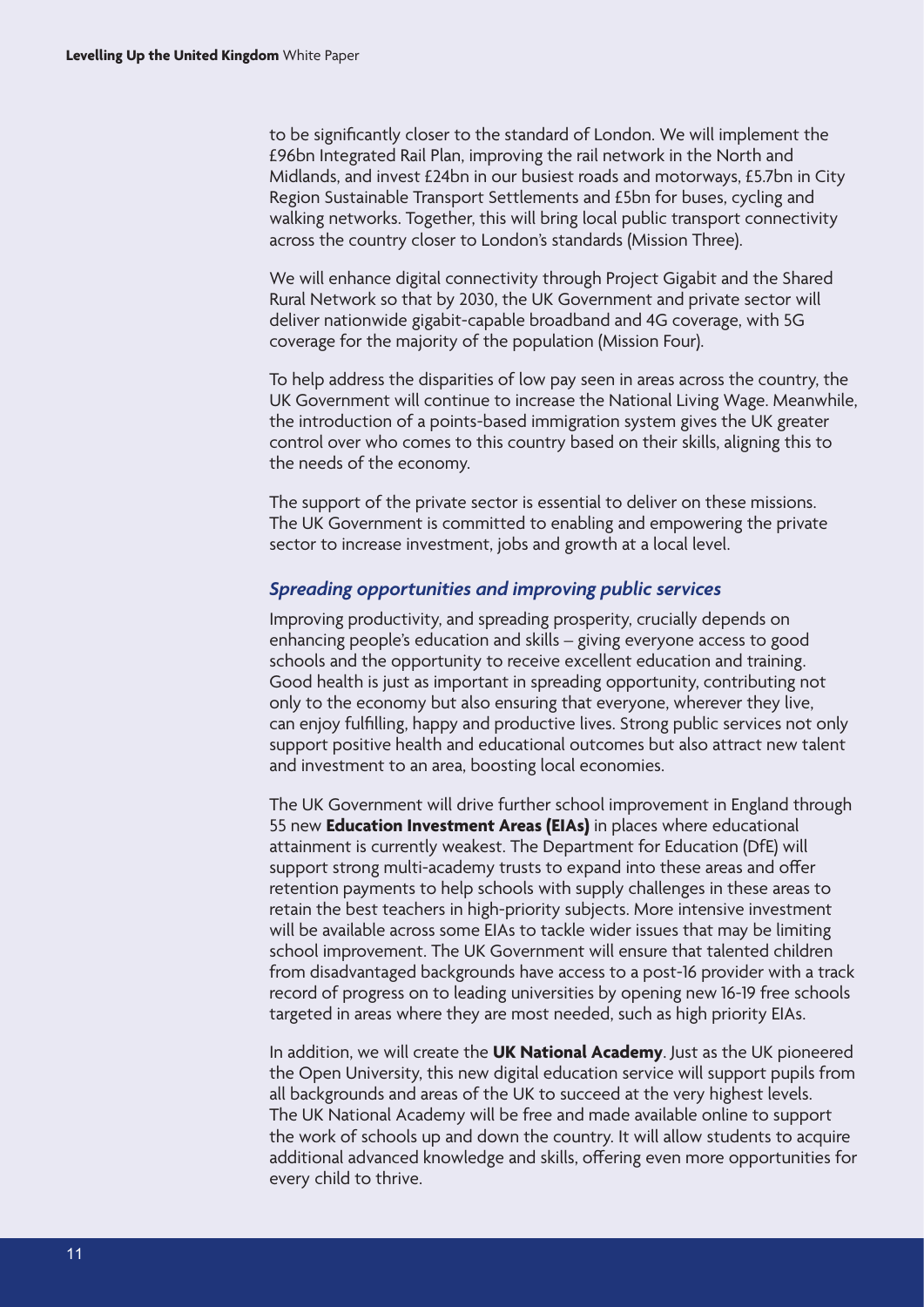to be significantly closer to the standard of London. We will implement the £96bn Integrated Rail Plan, improving the rail network in the North and Midlands, and invest £24bn in our busiest roads and motorways, £5.7bn in City Region Sustainable Transport Settlements and £5bn for buses, cycling and walking networks. Together, this will bring local public transport connectivity across the country closer to London's standards (Mission Three).

We will enhance digital connectivity through Project Gigabit and the Shared Rural Network so that by 2030, the UK Government and private sector will deliver nationwide gigabit-capable broadband and 4G coverage, with 5G coverage for the majority of the population (Mission Four).

To help address the disparities of low pay seen in areas across the country, the UK Government will continue to increase the National Living Wage. Meanwhile, the introduction of a points-based immigration system gives the UK greater control over who comes to this country based on their skills, aligning this to the needs of the economy.

The support of the private sector is essential to deliver on these missions. The UK Government is committed to enabling and empowering the private sector to increase investment, jobs and growth at a local level.

### *Spreading opportunities and improving public services*

Improving productivity, and spreading prosperity, crucially depends on enhancing people's education and skills – giving everyone access to good schools and the opportunity to receive excellent education and training. Good health is just as important in spreading opportunity, contributing not only to the economy but also ensuring that everyone, wherever they live, can enjoy fulfilling, happy and productive lives. Strong public services not only support positive health and educational outcomes but also attract new talent and investment to an area, boosting local economies.

The UK Government will drive further school improvement in England through 55 new **Education Investment Areas (EIAs)** in places where educational attainment is currently weakest. The Department for Education (DfE) will support strong multi-academy trusts to expand into these areas and offer retention payments to help schools with supply challenges in these areas to retain the best teachers in high-priority subjects. More intensive investment will be available across some EIAs to tackle wider issues that may be limiting school improvement. The UK Government will ensure that talented children from disadvantaged backgrounds have access to a post-16 provider with a track record of progress on to leading universities by opening new 16-19 free schools targeted in areas where they are most needed, such as high priority EIAs.

In addition, we will create the **UK National Academy**. Just as the UK pioneered the Open University, this new digital education service will support pupils from all backgrounds and areas of the UK to succeed at the very highest levels. The UK National Academy will be free and made available online to support the work of schools up and down the country. It will allow students to acquire additional advanced knowledge and skills, offering even more opportunities for every child to thrive.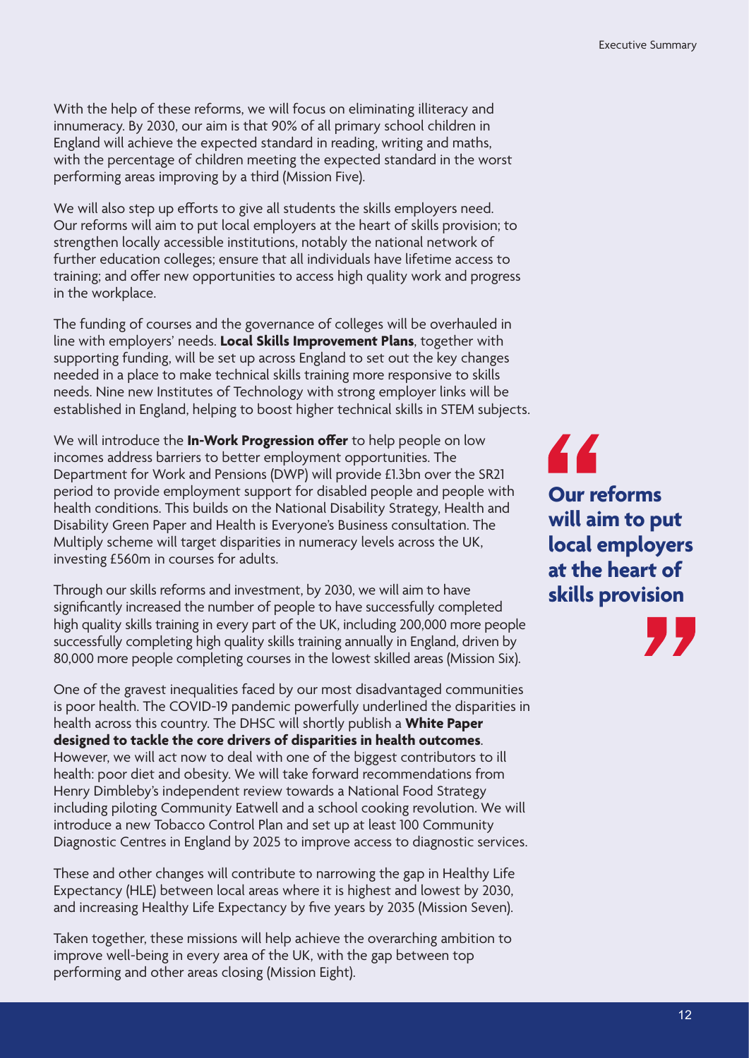With the help of these reforms, we will focus on eliminating illiteracy and innumeracy. By 2030, our aim is that 90% of all primary school children in England will achieve the expected standard in reading, writing and maths, with the percentage of children meeting the expected standard in the worst performing areas improving by a third (Mission Five).

We will also step up efforts to give all students the skills employers need. Our reforms will aim to put local employers at the heart of skills provision; to strengthen locally accessible institutions, notably the national network of further education colleges; ensure that all individuals have lifetime access to training; and offer new opportunities to access high quality work and progress in the workplace.

The funding of courses and the governance of colleges will be overhauled in line with employers' needs. **Local Skills Improvement Plans**, together with supporting funding, will be set up across England to set out the key changes needed in a place to make technical skills training more responsive to skills needs. Nine new Institutes of Technology with strong employer links will be established in England, helping to boost higher technical skills in STEM subjects.

We will introduce the **In-Work Progression offer** to help people on low incomes address barriers to better employment opportunities. The Department for Work and Pensions (DWP) will provide £1.3bn over the SR21 period to provide employment support for disabled people and people with health conditions. This builds on the National Disability Strategy, Health and Disability Green Paper and Health is Everyone's Business consultation. The Multiply scheme will target disparities in numeracy levels across the UK, investing £560m in courses for adults.

> **Our reforms will aim to put local employers at the heart of skills provision**

Through our skills reforms and investment, by 2030, we will aim to have significantly increased the number of people to have successfully completed high quality skills training in every part of the UK, including 200,000 more people successfully completing high quality skills training annually in England, driven by 80,000 more people completing courses in the lowest skilled areas (Mission Six).

One of the gravest inequalities faced by our most disadvantaged communities is poor health. The COVID-19 pandemic powerfully underlined the disparities in health across this country. The DHSC will shortly publish a **White Paper designed to tackle the core drivers of disparities in health outcomes**. However, we will act now to deal with one of the biggest contributors to ill health: poor diet and obesity. We will take forward recommendations from Henry Dimbleby's independent review towards a National Food Strategy including piloting Community Eatwell and a school cooking revolution. We will introduce a new Tobacco Control Plan and set up at least 100 Community Diagnostic Centres in England by 2025 to improve access to diagnostic services.

These and other changes will contribute to narrowing the gap in Healthy Life Expectancy (HLE) between local areas where it is highest and lowest by 2030, and increasing Healthy Life Expectancy by five years by 2035 (Mission Seven).

Taken together, these missions will help achieve the overarching ambition to improve well-being in every area of the UK, with the gap between top performing and other areas closing (Mission Eight).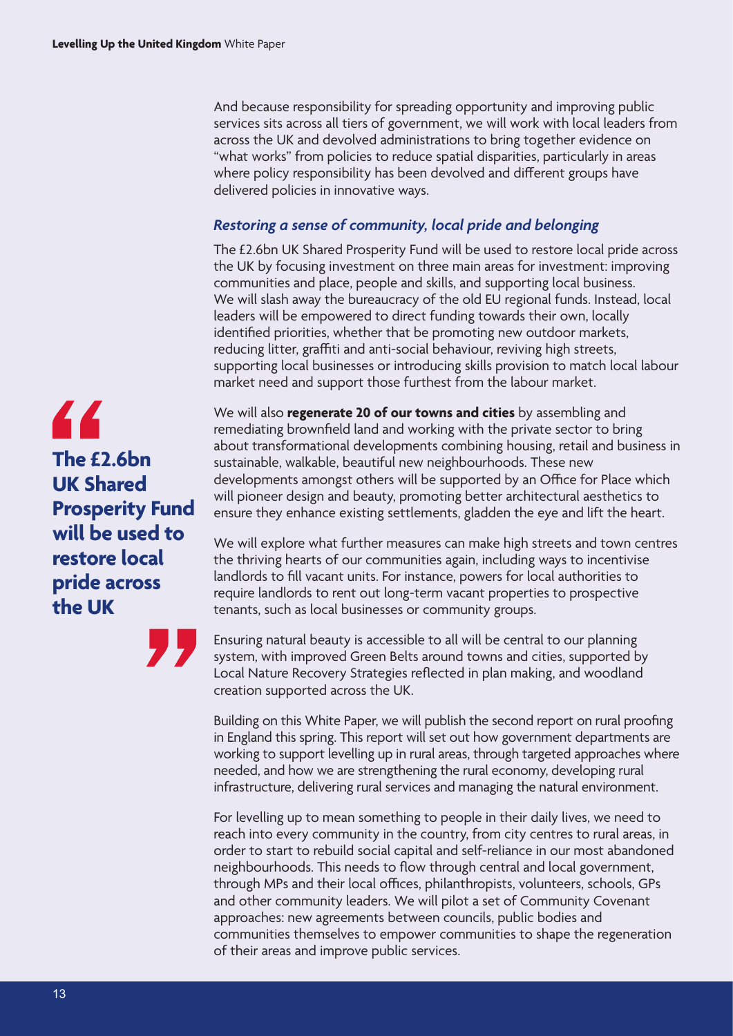And because responsibility for spreading opportunity and improving public services sits across all tiers of government, we will work with local leaders from across the UK and devolved administrations to bring together evidence on "what works" from policies to reduce spatial disparities, particularly in areas where policy responsibility has been devolved and different groups have delivered policies in innovative ways.

### *Restoring a sense of community, local pride and belonging*

The £2.6bn UK Shared Prosperity Fund will be used to restore local pride across the UK by focusing investment on three main areas for investment: improving communities and place, people and skills, and supporting local business. We will slash away the bureaucracy of the old EU regional funds. Instead, local leaders will be empowered to direct funding towards their own, locally identified priorities, whether that be promoting new outdoor markets, reducing litter, graffiti and anti-social behaviour, reviving high streets, supporting local businesses or introducing skills provision to match local labour market need and support those furthest from the labour market.

> **The £2.6bn UK Shared Prosperity Fund will be used to restore local pride across the UK**

We will also **regenerate 20 of our towns and cities** by assembling and remediating brownfield land and working with the private sector to bring about transformational developments combining housing, retail and business in sustainable, walkable, beautiful new neighbourhoods. These new developments amongst others will be supported by an Office for Place which will pioneer design and beauty, promoting better architectural aesthetics to ensure they enhance existing settlements, gladden the eye and lift the heart.

We will explore what further measures can make high streets and town centres the thriving hearts of our communities again, including ways to incentivise landlords to fill vacant units. For instance, powers for local authorities to require landlords to rent out long-term vacant properties to prospective tenants, such as local businesses or community groups.

Ensuring natural beauty is accessible to all will be central to our planning system, with improved Green Belts around towns and cities, supported by Local Nature Recovery Strategies reflected in plan making, and woodland creation supported across the UK.

Building on this White Paper, we will publish the second report on rural proofing in England this spring. This report will set out how government departments are working to support levelling up in rural areas, through targeted approaches where needed, and how we are strengthening the rural economy, developing rural infrastructure, delivering rural services and managing the natural environment.

For levelling up to mean something to people in their daily lives, we need to reach into every community in the country, from city centres to rural areas, in order to start to rebuild social capital and self-reliance in our most abandoned neighbourhoods. This needs to flow through central and local government, through MPs and their local offices, philanthropists, volunteers, schools, GPs and other community leaders. We will pilot a set of Community Covenant approaches: new agreements between councils, public bodies and communities themselves to empower communities to shape the regeneration of their areas and improve public services.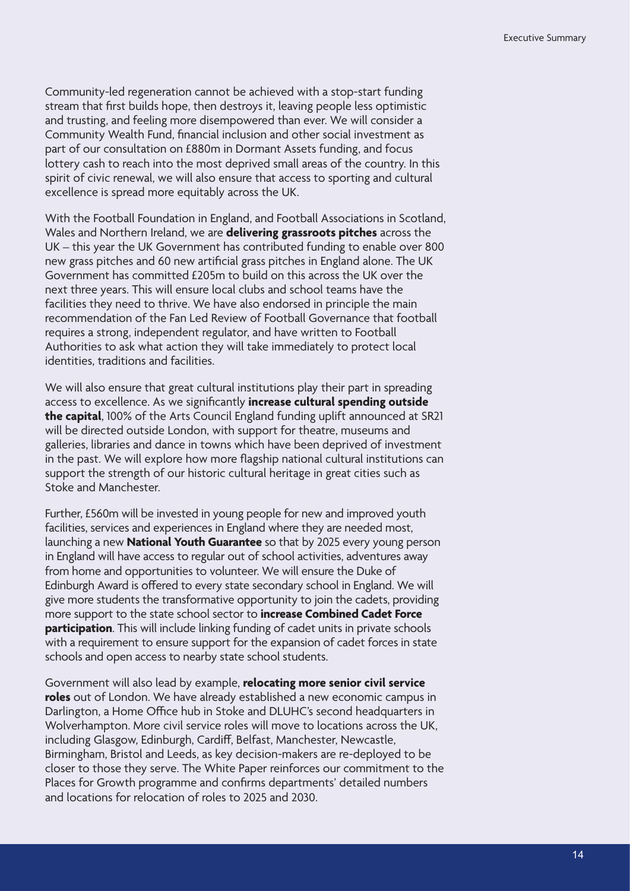Community-led regeneration cannot be achieved with a stop-start funding stream that first builds hope, then destroys it, leaving people less optimistic and trusting, and feeling more disempowered than ever. We will consider a Community Wealth Fund, financial inclusion and other social investment as part of our consultation on £880m in Dormant Assets funding, and focus lottery cash to reach into the most deprived small areas of the country. In this spirit of civic renewal, we will also ensure that access to sporting and cultural excellence is spread more equitably across the UK.

With the Football Foundation in England, and Football Associations in Scotland, Wales and Northern Ireland, we are **delivering grassroots pitches** across the UK – this year the UK Government has contributed funding to enable over 800 new grass pitches and 60 new artificial grass pitches in England alone. The UK Government has committed £205m to build on this across the UK over the next three years. This will ensure local clubs and school teams have the facilities they need to thrive. We have also endorsed in principle the main recommendation of the Fan Led Review of Football Governance that football requires a strong, independent regulator, and have written to Football Authorities to ask what action they will take immediately to protect local identities, traditions and facilities.

We will also ensure that great cultural institutions play their part in spreading access to excellence. As we significantly **increase cultural spending outside the capital**, 100% of the Arts Council England funding uplift announced at SR21 will be directed outside London, with support for theatre, museums and galleries, libraries and dance in towns which have been deprived of investment in the past. We will explore how more flagship national cultural institutions can support the strength of our historic cultural heritage in great cities such as Stoke and Manchester.

Further, £560m will be invested in young people for new and improved youth facilities, services and experiences in England where they are needed most, launching a new **National Youth Guarantee** so that by 2025 every young person in England will have access to regular out of school activities, adventures away from home and opportunities to volunteer. We will ensure the Duke of Edinburgh Award is offered to every state secondary school in England. We will give more students the transformative opportunity to join the cadets, providing more support to the state school sector to **increase Combined Cadet Force participation**. This will include linking funding of cadet units in private schools with a requirement to ensure support for the expansion of cadet forces in state schools and open access to nearby state school students.

Government will also lead by example, **relocating more senior civil service roles** out of London. We have already established a new economic campus in Darlington, a Home Office hub in Stoke and DLUHC's second headquarters in Wolverhampton. More civil service roles will move to locations across the UK, including Glasgow, Edinburgh, Cardiff, Belfast, Manchester, Newcastle, Birmingham, Bristol and Leeds, as key decision-makers are re-deployed to be closer to those they serve. The White Paper reinforces our commitment to the Places for Growth programme and confirms departments' detailed numbers and locations for relocation of roles to 2025 and 2030.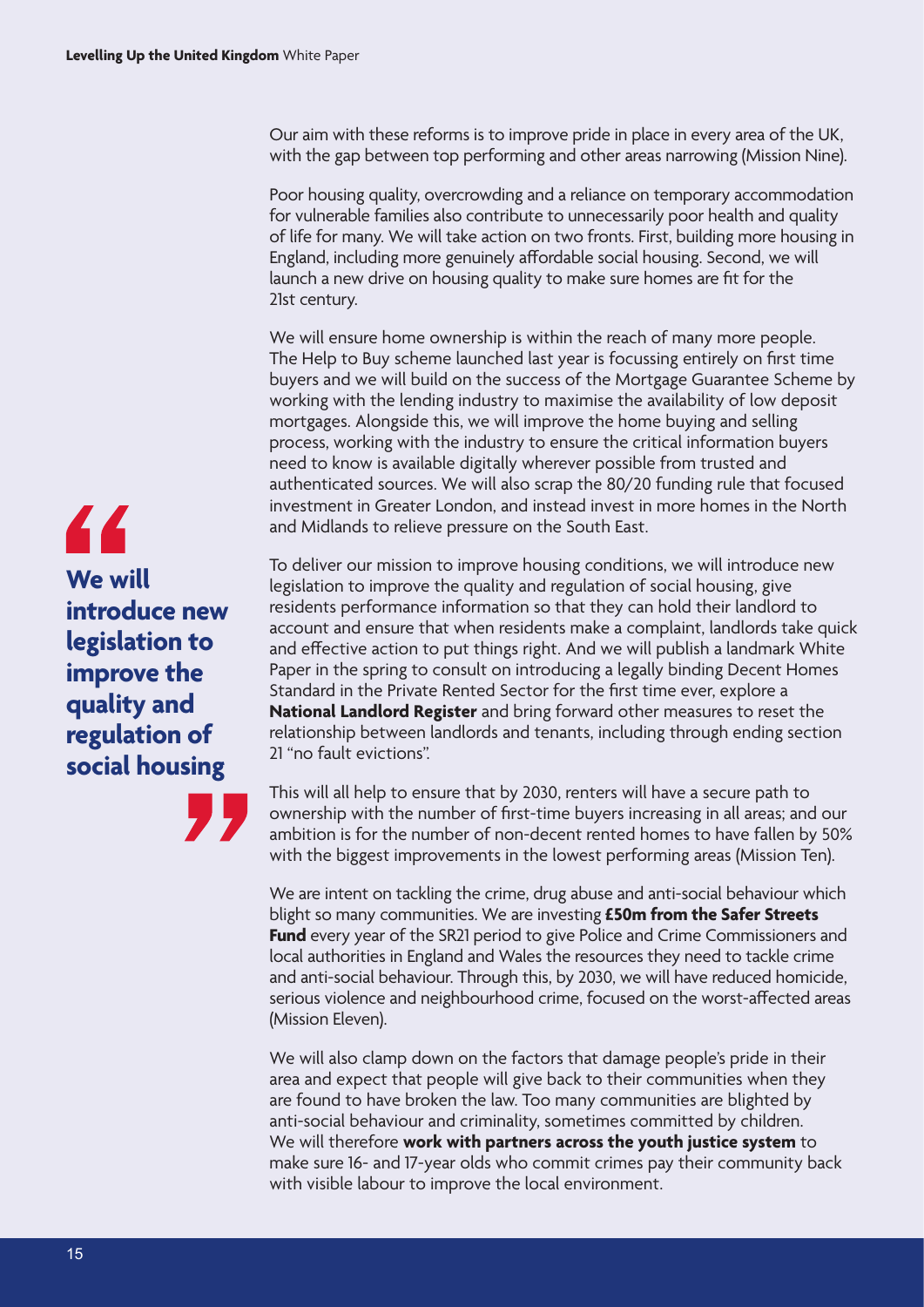Our aim with these reforms is to improve pride in place in every area of the UK, with the gap between top performing and other areas narrowing (Mission Nine).

Poor housing quality, overcrowding and a reliance on temporary accommodation for vulnerable families also contribute to unnecessarily poor health and quality of life for many. We will take action on two fronts. First, building more housing in England, including more genuinely affordable social housing. Second, we will launch a new drive on housing quality to make sure homes are fit for the 21st century.

We will ensure home ownership is within the reach of many more people. The Help to Buy scheme launched last year is focussing entirely on first time buyers and we will build on the success of the Mortgage Guarantee Scheme by working with the lending industry to maximise the availability of low deposit mortgages. Alongside this, we will improve the home buying and selling process, working with the industry to ensure the critical information buyers need to know is available digitally wherever possible from trusted and authenticated sources. We will also scrap the 80/20 funding rule that focused investment in Greater London, and instead invest in more homes in the North and Midlands to relieve pressure on the South East.

> **"We will introduce new legislation to improve the quality and regulation of social housing"**

To deliver our mission to improve housing conditions, we will introduce new legislation to improve the quality and regulation of social housing, give residents performance information so that they can hold their landlord to account and ensure that when residents make a complaint, landlords take quick and effective action to put things right. And we will publish a landmark White Paper in the spring to consult on introducing a legally binding Decent Homes Standard in the Private Rented Sector for the first time ever, explore a **National Landlord Register** and bring forward other measures to reset the relationship between landlords and tenants, including through ending section 21 "no fault evictions".

This will all help to ensure that by 2030, renters will have a secure path to ownership with the number of first-time buyers increasing in all areas; and our ambition is for the number of non-decent rented homes to have fallen by 50% with the biggest improvements in the lowest performing areas (Mission Ten).

We are intent on tackling the crime, drug abuse and anti-social behaviour which blight so many communities. We are investing **£50m from the Safer Streets Fund** every year of the SR21 period to give Police and Crime Commissioners and local authorities in England and Wales the resources they need to tackle crime and anti-social behaviour. Through this, by 2030, we will have reduced homicide, serious violence and neighbourhood crime, focused on the worst-affected areas (Mission Eleven).

We will also clamp down on the factors that damage people's pride in their area and expect that people will give back to their communities when they are found to have broken the law. Too many communities are blighted by anti-social behaviour and criminality, sometimes committed by children. We will therefore **work with partners across the youth justice system** to make sure 16- and 17-year olds who commit crimes pay their community back with visible labour to improve the local environment.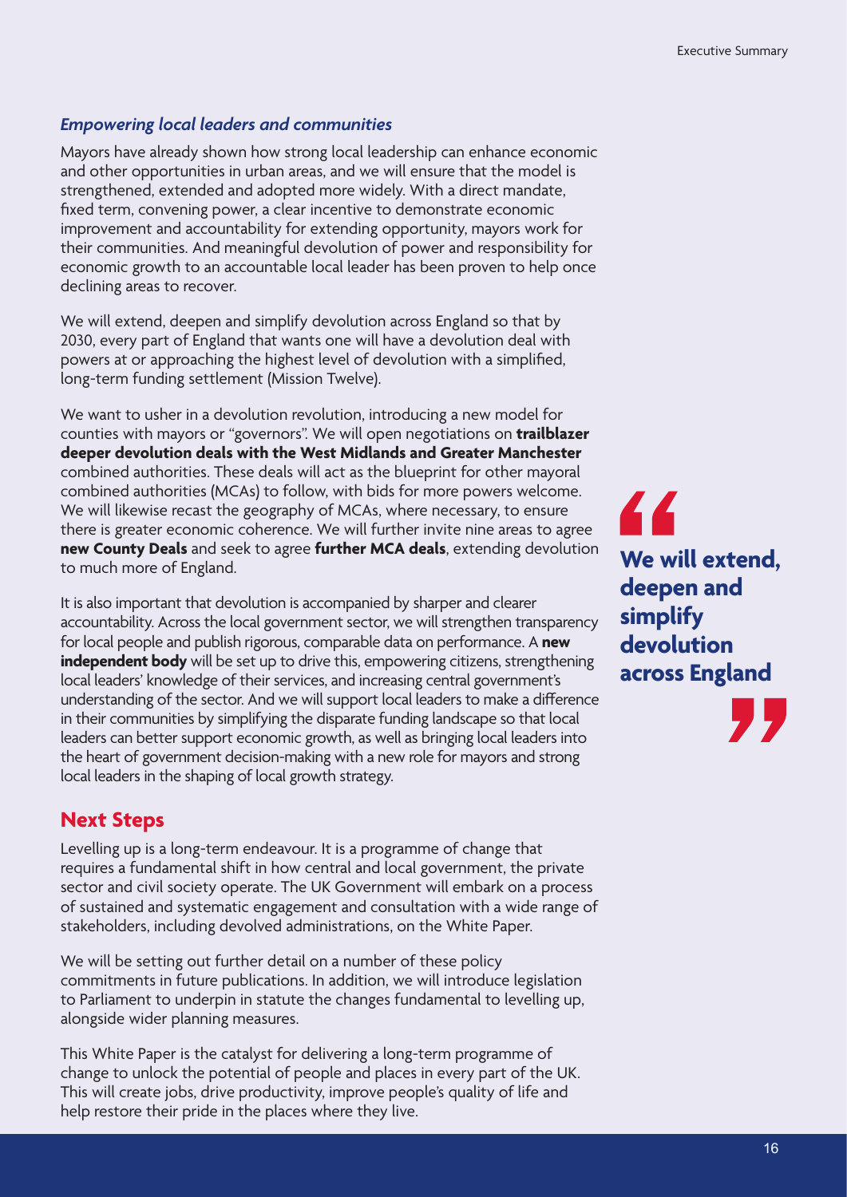### *Empowering local leaders and communities*

Mayors have already shown how strong local leadership can enhance economic and other opportunities in urban areas, and we will ensure that the model is strengthened, extended and adopted more widely. With a direct mandate, fixed term, convening power, a clear incentive to demonstrate economic improvement and accountability for extending opportunity, mayors work for their communities. And meaningful devolution of power and responsibility for economic growth to an accountable local leader has been proven to help once declining areas to recover.

We will extend, deepen and simplify devolution across England so that by 2030, every part of England that wants one will have a devolution deal with powers at or approaching the highest level of devolution with a simplified, long-term funding settlement (Mission Twelve).

We want to usher in a devolution revolution, introducing a new model for counties with mayors or "governors". We will open negotiations on **trailblazer deeper devolution deals with the West Midlands and Greater Manchester** combined authorities. These deals will act as the blueprint for other mayoral combined authorities (MCAs) to follow, with bids for more powers welcome. We will likewise recast the geography of MCAs, where necessary, to ensure there is greater economic coherence. We will further invite nine areas to agree **new County Deals** and seek to agree **further MCA deals**, extending devolution to much more of England.

> **We will extend, deepen and simplify devolution across England**

It is also important that devolution is accompanied by sharper and clearer accountability. Across the local government sector, we will strengthen transparency for local people and publish rigorous, comparable data on performance. A **new independent body** will be set up to drive this, empowering citizens, strengthening local leaders' knowledge of their services, and increasing central government's understanding of the sector. And we will support local leaders to make a difference in their communities by simplifying the disparate funding landscape so that local leaders can better support economic growth, as well as bringing local leaders into the heart of government decision-making with a new role for mayors and strong local leaders in the shaping of local growth strategy.

## Next Steps

Levelling up is a long-term endeavour. It is a programme of change that requires a fundamental shift in how central and local government, the private sector and civil society operate. The UK Government will embark on a process of sustained and systematic engagement and consultation with a wide range of stakeholders, including devolved administrations, on the White Paper.

We will be setting out further detail on a number of these policy commitments in future publications. In addition, we will introduce legislation to Parliament to underpin in statute the changes fundamental to levelling up, alongside wider planning measures.

This White Paper is the catalyst for delivering a long-term programme of change to unlock the potential of people and places in every part of the UK. This will create jobs, drive productivity, improve people's quality of life and help restore their pride in the places where they live.